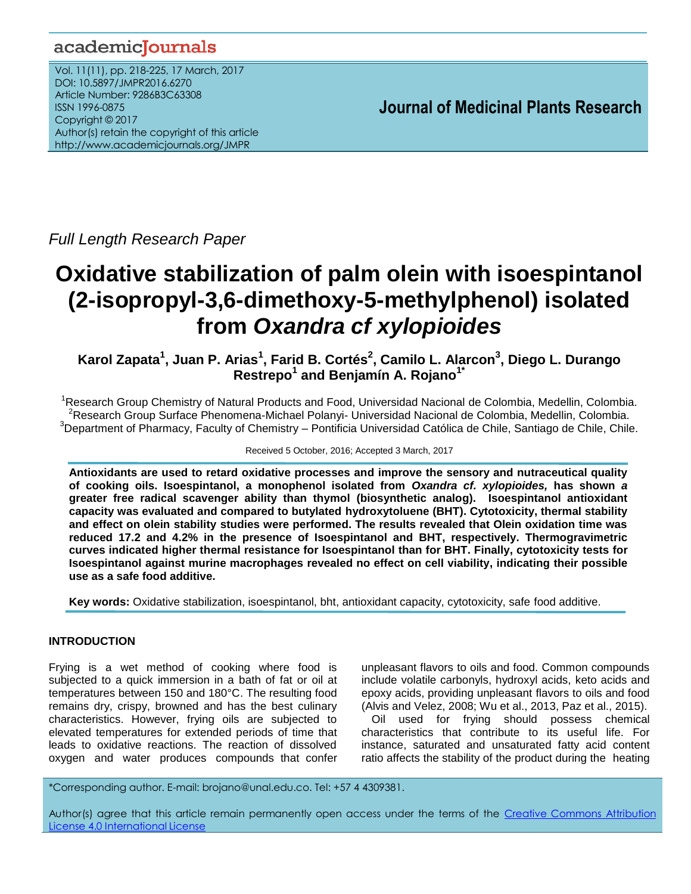*Full Length Research Paper*

# Oxidative stabilization of palm olein with isoespintanol (2-isopropyl-3,6-dimethoxy-5-methylphenol) isolated from *Oxandra cf xylopioides*

**Karol Zapata[1], Juan P. Arias[1], Farid B. Cortés[2], Camilo L. Alarcon[3], Diego L. Durango Restrepo[1] and Benjamín A. Rojano[1*]**

[1]Research Group Chemistry of Natural Products and Food, Universidad Nacional de Colombia, Medellin, Colombia.
[2]Research Group Surface Phenomena-Michael Polanyi- Universidad Nacional de Colombia, Medellin, Colombia.
[3]Department of Pharmacy, Faculty of Chemistry – Pontificia Universidad Católica de Chile, Santiago de Chile, Chile.

Received 5 October, 2016; Accepted 3 March, 2017

**Antioxidants are used to retard oxidative processes and improve the sensory and nutraceutical quality of cooking oils. Isoespintanol, a monophenol isolated from *Oxandra cf. xylopioides,* has shown *a* greater free radical scavenger ability than thymol (biosynthetic analog). Isoespintanol antioxidant capacity was evaluated and compared to butylated hydroxytoluene (BHT). Cytotoxicity, thermal stability and effect on olein stability studies were performed. The results revealed that Olein oxidation time was reduced 17.2 and 4.2% in the presence of Isoespintanol and BHT, respectively. Thermogravimetric curves indicated higher thermal resistance for Isoespintanol than for BHT. Finally, cytotoxicity tests for Isoespintanol against murine macrophages revealed no effect on cell viability, indicating their possible use as a safe food additive.**

**Key words:** Oxidative stabilization, isoespintanol, bht, antioxidant capacity, cytotoxicity, safe food additive.

## INTRODUCTION

Frying is a wet method of cooking where food is subjected to a quick immersion in a bath of fat or oil at temperatures between 150 and 180°C. The resulting food remains dry, crispy, browned and has the best culinary characteristics. However, frying oils are subjected to elevated temperatures for extended periods of time that leads to oxidative reactions. The reaction of dissolved oxygen and water produces compounds that confer unpleasant flavors to oils and food. Common compounds include volatile carbonyls, hydroxyl acids, keto acids and epoxy acids, providing unpleasant flavors to oils and food (Alvis and Velez, 2008; Wu et al., 2013, Paz et al., 2015).

Oil used for frying should possess chemical characteristics that contribute to its useful life. For instance, saturated and unsaturated fatty acid content ratio affects the stability of the product during the heating

*Corresponding author. E-mail: brojano@unal.edu.co. Tel: +57 4 4309381.

Author(s) agree that this article remain permanently open access under the terms of the Creative Commons Attribution License 4.0 International License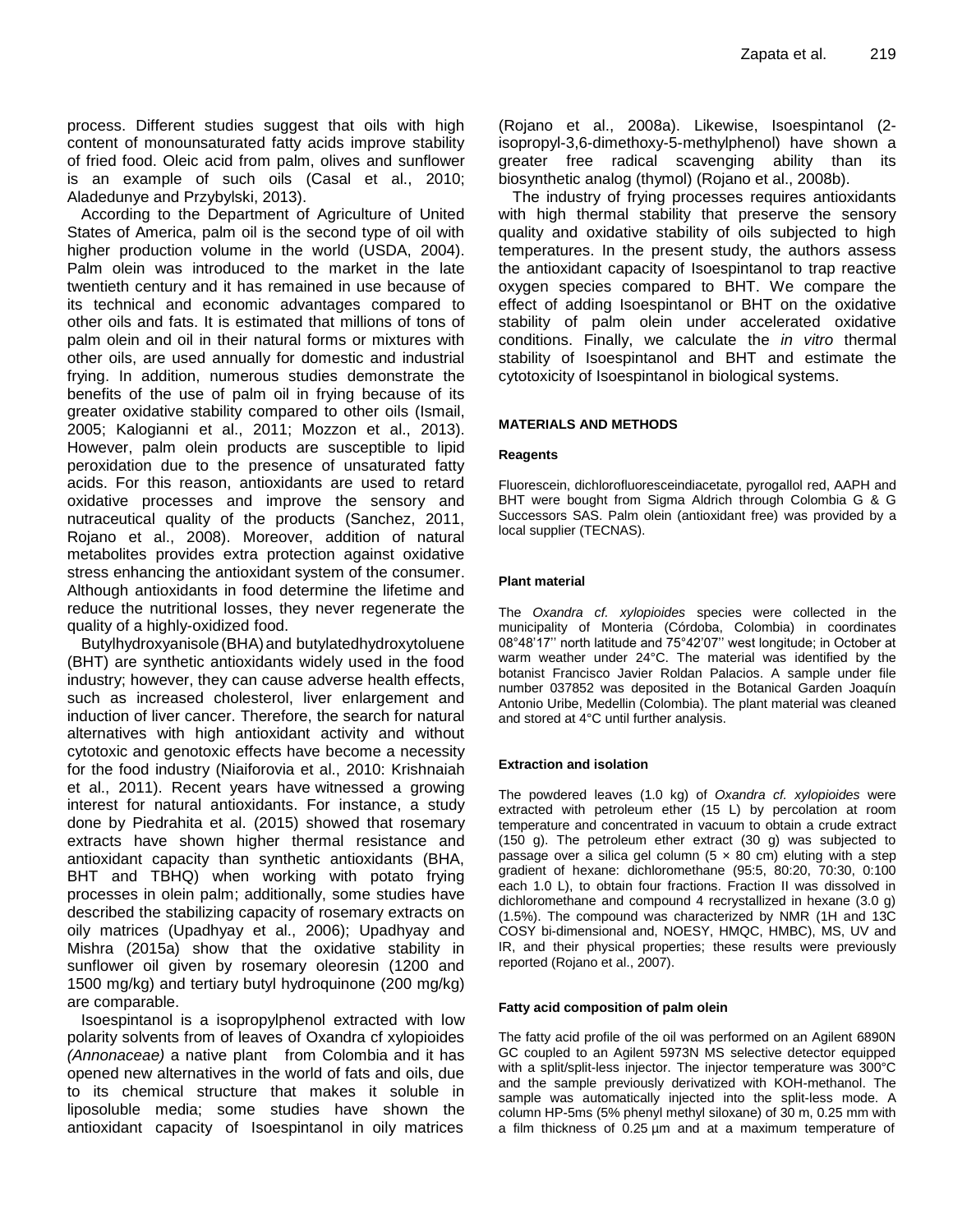process. Different studies suggest that oils with high content of monounsaturated fatty acids improve stability of fried food. Oleic acid from palm, olives and sunflower is an example of such oils (Casal et al., 2010; Aladedunye and Przybylski, 2013).

According to the Department of Agriculture of United States of America, palm oil is the second type of oil with higher production volume in the world (USDA, 2004). Palm olein was introduced to the market in the late twentieth century and it has remained in use because of its technical and economic advantages compared to other oils and fats. It is estimated that millions of tons of palm olein and oil in their natural forms or mixtures with other oils, are used annually for domestic and industrial frying. In addition, numerous studies demonstrate the benefits of the use of palm oil in frying because of its greater oxidative stability compared to other oils (Ismail, 2005; Kalogianni et al., 2011; Mozzon et al., 2013). However, palm olein products are susceptible to lipid peroxidation due to the presence of unsaturated fatty acids. For this reason, antioxidants are used to retard oxidative processes and improve the sensory and nutraceutical quality of the products (Sanchez, 2011, Rojano et al., 2008). Moreover, addition of natural metabolites provides extra protection against oxidative stress enhancing the antioxidant system of the consumer. Although antioxidants in food determine the lifetime and reduce the nutritional losses, they never regenerate the quality of a highly-oxidized food.

Butylhydroxyanisole (BHA) and butylatedhydroxytoluene (BHT) are synthetic antioxidants widely used in the food industry; however, they can cause adverse health effects, such as increased cholesterol, liver enlargement and induction of liver cancer. Therefore, the search for natural alternatives with high antioxidant activity and without cytotoxic and genotoxic effects have become a necessity for the food industry (Niaiforovia et al., 2010: Krishnaiah et al., 2011). Recent years have witnessed a growing interest for natural antioxidants. For instance, a study done by Piedrahita et al. (2015) showed that rosemary extracts have shown higher thermal resistance and antioxidant capacity than synthetic antioxidants (BHA, BHT and TBHQ) when working with potato frying processes in olein palm; additionally, some studies have described the stabilizing capacity of rosemary extracts on oily matrices (Upadhyay et al., 2006); Upadhyay and Mishra (2015a) show that the oxidative stability in sunflower oil given by rosemary oleoresin (1200 and 1500 mg/kg) and tertiary butyl hydroquinone (200 mg/kg) are comparable.

Isoespintanol is a isopropylphenol extracted with low polarity solvents from of leaves of Oxandra cf xylopioides *(Annonaceae)* a native plant from Colombia and it has opened new alternatives in the world of fats and oils, due to its chemical structure that makes it soluble in liposoluble media; some studies have shown the antioxidant capacity of Isoespintanol in oily matrices (Rojano et al., 2008a). Likewise, Isoespintanol (2-isopropyl-3,6-dimethoxy-5-methylphenol) have shown a greater free radical scavenging ability than its biosynthetic analog (thymol) (Rojano et al., 2008b).

The industry of frying processes requires antioxidants with high thermal stability that preserve the sensory quality and oxidative stability of oils subjected to high temperatures. In the present study, the authors assess the antioxidant capacity of Isoespintanol to trap reactive oxygen species compared to BHT. We compare the effect of adding Isoespintanol or BHT on the oxidative stability of palm olein under accelerated oxidative conditions. Finally, we calculate the *in vitro* thermal stability of Isoespintanol and BHT and estimate the cytotoxicity of Isoespintanol in biological systems.

## MATERIALS AND METHODS

### Reagents

Fluorescein, dichlorofluoresceindiacetate, pyrogallol red, AAPH and BHT were bought from Sigma Aldrich through Colombia G & G Successors SAS. Palm olein (antioxidant free) was provided by a local supplier (TECNAS).

### Plant material

The *Oxandra cf. xylopioides* species were collected in the municipality of Monteria (Córdoba, Colombia) in coordinates 08°48'17'' north latitude and 75°42'07'' west longitude; in October at warm weather under 24°C. The material was identified by the botanist Francisco Javier Roldan Palacios. A sample under file number 037852 was deposited in the Botanical Garden Joaquín Antonio Uribe, Medellin (Colombia). The plant material was cleaned and stored at 4°C until further analysis.

### Extraction and isolation

The powdered leaves (1.0 kg) of *Oxandra cf. xylopioides* were extracted with petroleum ether (15 L) by percolation at room temperature and concentrated in vacuum to obtain a crude extract (150 g). The petroleum ether extract (30 g) was subjected to passage over a silica gel column (5 × 80 cm) eluting with a step gradient of hexane: dichloromethane (95:5, 80:20, 70:30, 0:100 each 1.0 L), to obtain four fractions. Fraction II was dissolved in dichloromethane and compound 4 recrystallized in hexane (3.0 g) (1.5%). The compound was characterized by NMR (1H and 13C COSY bi-dimensional and, NOESY, HMQC, HMBC), MS, UV and IR, and their physical properties; these results were previously reported (Rojano et al., 2007).

### Fatty acid composition of palm olein

The fatty acid profile of the oil was performed on an Agilent 6890N GC coupled to an Agilent 5973N MS selective detector equipped with a split/split-less injector. The injector temperature was 300°C and the sample previously derivatized with KOH-methanol. The sample was automatically injected into the split-less mode. A column HP-5ms (5% phenyl methyl siloxane) of 30 m, 0.25 mm with a film thickness of 0.25 µm and at a maximum temperature of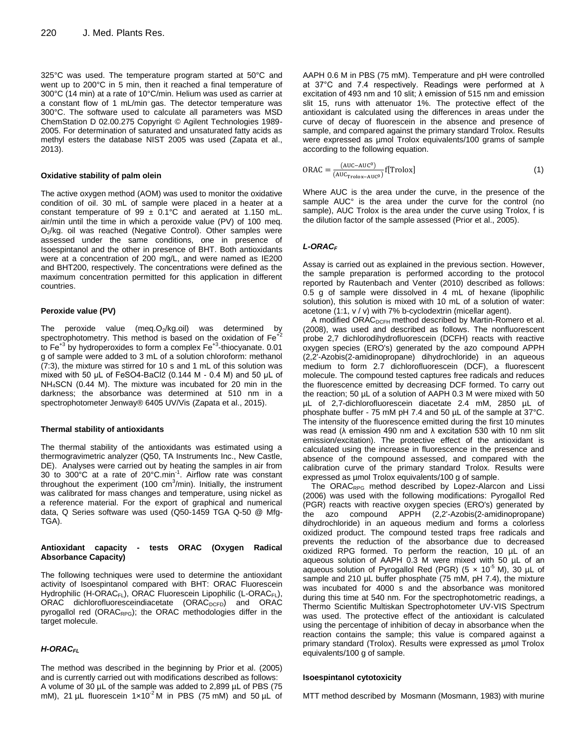325°C was used. The temperature program started at 50°C and went up to 200°C in 5 min, then it reached a final temperature of 300°C (14 min) at a rate of 10°C/min. Helium was used as carrier at a constant flow of 1 mL/min gas. The detector temperature was 300°C. The software used to calculate all parameters was MSD ChemStation D 02.00.275 Copyright © Agilent Technologies 1989-2005. For determination of saturated and unsaturated fatty acids as methyl esters the database NIST 2005 was used (Zapata et al., 2013).

#### Oxidative stability of palm olein

The active oxygen method (AOM) was used to monitor the oxidative condition of oil. 30 mL of sample were placed in a heater at a constant temperature of 99 ± 0.1°C and aerated at 1.150 mL. air/min until the time in which a peroxide value (PV) of 100 meq. $O_2$/kg. oil was reached (Negative Control). Other samples were assessed under the same conditions, one in presence of Isoespintanol and the other in presence of BHT. Both antioxidants were at a concentration of 200 mg/L, and were named as IE200 and BHT200, respectively. The concentrations were defined as the maximum concentration permitted for this application in different countries.

#### Peroxide value (PV)

The peroxide value (meq.$O_2$/kg.oil) was determined by spectrophotometry. This method is based on the oxidation of $Fe^{+2}$ to $Fe^{+3}$ by hydroperoxides to form a complex $Fe^{+3}$-thiocyanate. 0.01 g of sample were added to 3 mL of a solution chloroform: methanol (7:3), the mixture was stirred for 10 s and 1 mL of this solution was mixed with 50 µL of FeSO4-BaCl2 (0.144 M - 0.4 M) and 50 µL of $NH_4SCN$ (0.44 M). The mixture was incubated for 20 min in the darkness; the absorbance was determined at 510 nm in a spectrophotometer Jenway® 6405 UV/Vis (Zapata et al., 2015).

#### Thermal stability of antioxidants

The thermal stability of the antioxidants was estimated using a thermogravimetric analyzer (Q50, TA Instruments Inc., New Castle, DE). Analyses were carried out by heating the samples in air from 30 to 300°C at a rate of 20°C.min$^{-1}$. Airflow rate was constant throughout the experiment (100 cm$^3$/min). Initially, the instrument was calibrated for mass changes and temperature, using nickel as a reference material. For the export of graphical and numerical data, Q Series software was used (Q50-1459 TGA Q-50 @ Mfg-TGA).

#### Antioxidant capacity - tests ORAC (Oxygen Radical Absorbance Capacity)

The following techniques were used to determine the antioxidant activity of Isoespintanol compared with BHT: ORAC Fluorescein Hydrophilic (H-$ORAC_{FL}$), ORAC Fluorescein Lipophilic (L-$ORAC_{FL}$), ORAC dichlorofluoresceindiacetate ($ORAC_{DCFD}$) and ORAC pyrogallol red ($ORAC_{RPG}$); the ORAC methodologies differ in the target molecule.

#### *H-$ORAC_{FL}$*

The method was described in the beginning by Prior et al. (2005) and is currently carried out with modifications described as follows: A volume of 30 µL of the sample was added to 2,899 µL of PBS (75 mM), 21 µL fluorescein $1\times10^{-2}$ M in PBS (75 mM) and 50 µL of AAPH 0.6 M in PBS (75 mM). Temperature and pH were controlled at 37°C and 7.4 respectively. Readings were performed at λ excitation of 493 nm and 10 slit; λ emission of 515 nm and emission slit 15, runs with attenuator 1%. The protective effect of the antioxidant is calculated using the differences in areas under the curve of decay of fluorescein in the absence and presence of sample, and compared against the primary standard Trolox. Results were expressed as µmol Trolox equivalents/100 grams of sample according to the following equation.

$$\text{ORAC} = \frac{(\text{AUC}-\text{AUC}^0)}{(\text{AUC}_{\text{Trolox}}-\text{AUC}^0)}\text{f[Trolox]} \quad (1)$$

Where AUC is the area under the curve, in the presence of the sample AUC° is the area under the curve for the control (no sample), AUC Trolox is the area under the curve using Trolox, f is the dilution factor of the sample assessed (Prior et al., 2005).

#### *L-$ORAC_F$*

Assay is carried out as explained in the previous section. However, the sample preparation is performed according to the protocol reported by Rautenbach and Venter (2010) described as follows: 0.5 g of sample were dissolved in 4 mL of hexane (lipophilic solution), this solution is mixed with 10 mL of a solution of water: acetone (1:1, v / v) with 7% b-cyclodextrin (micellar agent).

A modified $ORAC_{DCFH}$ method described by Martin-Romero et al. (2008), was used and described as follows. The nonfluorescent probe 2,7 dichlorodihydrofluorescein (DCFH) reacts with reactive oxygen species (ERO's) generated by the azo compound APPH (2,2'-Azobis(2-amidinopropane) dihydrochloride) in an aqueous medium to form 2.7 dichlorofluorescein (DCF), a fluorescent molecule. The compound tested captures free radicals and reduces the fluorescence emitted by decreasing DCF formed. To carry out the reaction; 50 µL of a solution of AAPH 0.3 M were mixed with 50 µL of 2,7-dichlorofluorescein diacetate 2.4 mM, 2850 µL of phosphate buffer - 75 mM pH 7.4 and 50 µL of the sample at 37°C. The intensity of the fluorescence emitted during the first 10 minutes was read (λ emission 490 nm and λ excitation 530 with 10 nm slit emission/excitation). The protective effect of the antioxidant is calculated using the increase in fluorescence in the presence and absence of the compound assessed, and compared with the calibration curve of the primary standard Trolox. Results were expressed as µmol Trolox equivalents/100 g of sample.

The $ORAC_{RPG}$ method described by Lopez-Alarcon and Lissi (2006) was used with the following modifications: Pyrogallol Red (PGR) reacts with reactive oxygen species (ERO's) generated by the azo compound APPH (2,2'-Azobis(2-amidinopropane) dihydrochloride) in an aqueous medium and forms a colorless oxidized product. The compound tested traps free radicals and prevents the reduction of the absorbance due to decreased oxidized RPG formed. To perform the reaction, 10 µL of an aqueous solution of AAPH 0.3 M were mixed with 50 µL of an aqueous solution of Pyrogallol Red (PGR) ($5 \times 10^{-5}$ M), 30 µL of sample and 210 µL buffer phosphate (75 mM, pH 7.4), the mixture was incubated for 4000 s and the absorbance was monitored during this time at 540 nm. For the spectrophotometric readings, a Thermo Scientific Multiskan Spectrophotometer UV-VIS Spectrum was used. The protective effect of the antioxidant is calculated using the percentage of inhibition of decay in absorbance when the reaction contains the sample; this value is compared against a primary standard (Trolox). Results were expressed as µmol Trolox equivalents/100 g of sample.

#### Isoespintanol cytotoxicity

MTT method described by Mosmann (Mosmann, 1983) with murine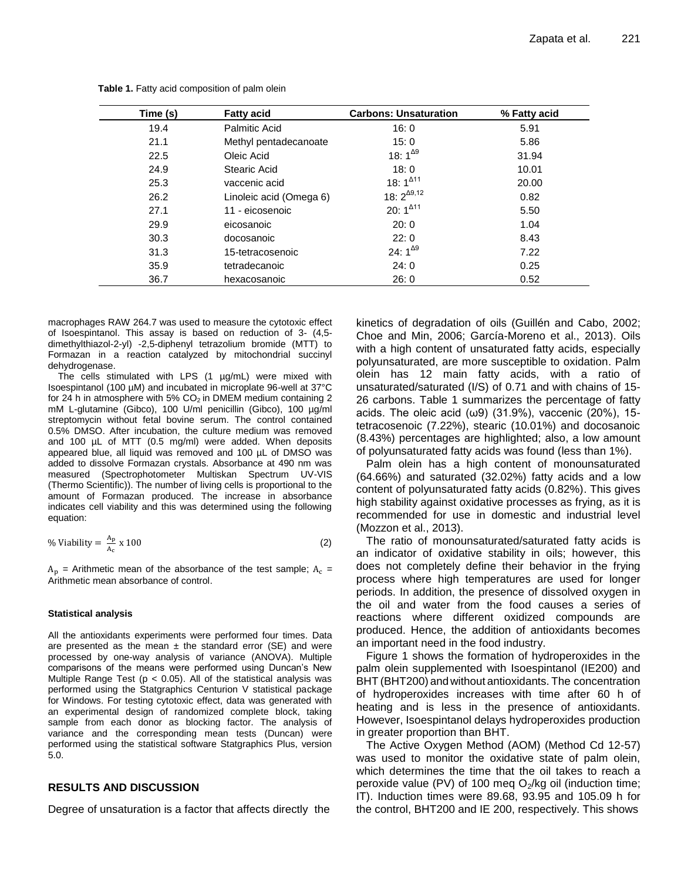**Table 1.** Fatty acid composition of palm olein

| Time (s) | Fatty acid | Carbons: Unsaturation | % Fatty acid |
|---|---|---|---|
| 19.4 | Palmitic Acid | 16: 0 | 5.91 |
| 21.1 | Methyl pentadecanoate | 15: 0 | 5.86 |
| 22.5 | Oleic Acid | 18: $1^{\Delta 9}$ | 31.94 |
| 24.9 | Stearic Acid | 18: 0 | 10.01 |
| 25.3 | vaccenic acid | 18: $1^{\Delta 11}$ | 20.00 |
| 26.2 | Linoleic acid (Omega 6) | 18: $2^{\Delta 9,12}$ | 0.82 |
| 27.1 | 11 - eicosenoic | 20: $1^{\Delta 11}$ | 5.50 |
| 29.9 | eicosanoic | 20: 0 | 1.04 |
| 30.3 | docosanoic | 22: 0 | 8.43 |
| 31.3 | 15-tetracosenoic | 24: $1^{\Delta 9}$ | 7.22 |
| 35.9 | tetradecanoic | 24: 0 | 0.25 |
| 36.7 | hexacosanoic | 26: 0 | 0.52 |

macrophages RAW 264.7 was used to measure the cytotoxic effect of Isoespintanol. This assay is based on reduction of 3- (4,5-dimethylthiazol-2-yl) -2,5-diphenyl tetrazolium bromide (MTT) to Formazan in a reaction catalyzed by mitochondrial succinyl dehydrogenase.

The cells stimulated with LPS (1 µg/mL) were mixed with Isoespintanol (100 µM) and incubated in microplate 96-well at 37°C for 24 h in atmosphere with 5% $CO_2$ in DMEM medium containing 2 mM L-glutamine (Gibco), 100 U/ml penicillin (Gibco), 100 µg/ml streptomycin without fetal bovine serum. The control contained 0.5% DMSO. After incubation, the culture medium was removed and 100 µL of MTT (0.5 mg/ml) were added. When deposits appeared blue, all liquid was removed and 100 µL of DMSO was added to dissolve Formazan crystals. Absorbance at 490 nm was measured (Spectrophotometer Multiskan Spectrum UV-VIS (Thermo Scientific)). The number of living cells is proportional to the amount of Formazan produced. The increase in absorbance indicates cell viability and this was determined using the following equation:

$$\%\ \text{Viability} = \frac{A_p}{A_c} \times 100 \tag{2}$$

$A_p$ = Arithmetic mean of the absorbance of the test sample; $A_c$ = Arithmetic mean absorbance of control.

#### Statistical analysis

All the antioxidants experiments were performed four times. Data are presented as the mean ± the standard error (SE) and were processed by one-way analysis of variance (ANOVA). Multiple comparisons of the means were performed using Duncan's New Multiple Range Test ($p < 0.05$). All of the statistical analysis was performed using the Statgraphics Centurion V statistical package for Windows. For testing cytotoxic effect, data was generated with an experimental design of randomized complete block, taking sample from each donor as blocking factor. The analysis of variance and the corresponding mean tests (Duncan) were performed using the statistical software Statgraphics Plus, version 5.0.

## RESULTS AND DISCUSSION

Degree of unsaturation is a factor that affects directly the kinetics of degradation of oils (Guillén and Cabo, 2002; Choe and Min, 2006; García-Moreno et al., 2013). Oils with a high content of unsaturated fatty acids, especially polyunsaturated, are more susceptible to oxidation. Palm olein has 12 main fatty acids, with a ratio of unsaturated/saturated (I/S) of 0.71 and with chains of 15-26 carbons. Table 1 summarizes the percentage of fatty acids. The oleic acid (ω9) (31.9%), vaccenic (20%), 15-tetracosenoic (7.22%), stearic (10.01%) and docosanoic (8.43%) percentages are highlighted; also, a low amount of polyunsaturated fatty acids was found (less than 1%).

Palm olein has a high content of monounsaturated (64.66%) and saturated (32.02%) fatty acids and a low content of polyunsaturated fatty acids (0.82%). This gives high stability against oxidative processes as frying, as it is recommended for use in domestic and industrial level (Mozzon et al., 2013).

The ratio of monounsaturated/saturated fatty acids is an indicator of oxidative stability in oils; however, this does not completely define their behavior in the frying process where high temperatures are used for longer periods. In addition, the presence of dissolved oxygen in the oil and water from the food causes a series of reactions where different oxidized compounds are produced. Hence, the addition of antioxidants becomes an important need in the food industry.

Figure 1 shows the formation of hydroperoxides in the palm olein supplemented with Isoespintanol (IE200) and BHT (BHT200) and without antioxidants. The concentration of hydroperoxides increases with time after 60 h of heating and is less in the presence of antioxidants. However, Isoespintanol delays hydroperoxides production in greater proportion than BHT.

The Active Oxygen Method (AOM) (Method Cd 12-57) was used to monitor the oxidative state of palm olein, which determines the time that the oil takes to reach a peroxide value (PV) of 100 meq $O_2$/kg oil (induction time; IT). Induction times were 89.68, 93.95 and 105.09 h for the control, BHT200 and IE 200, respectively. This shows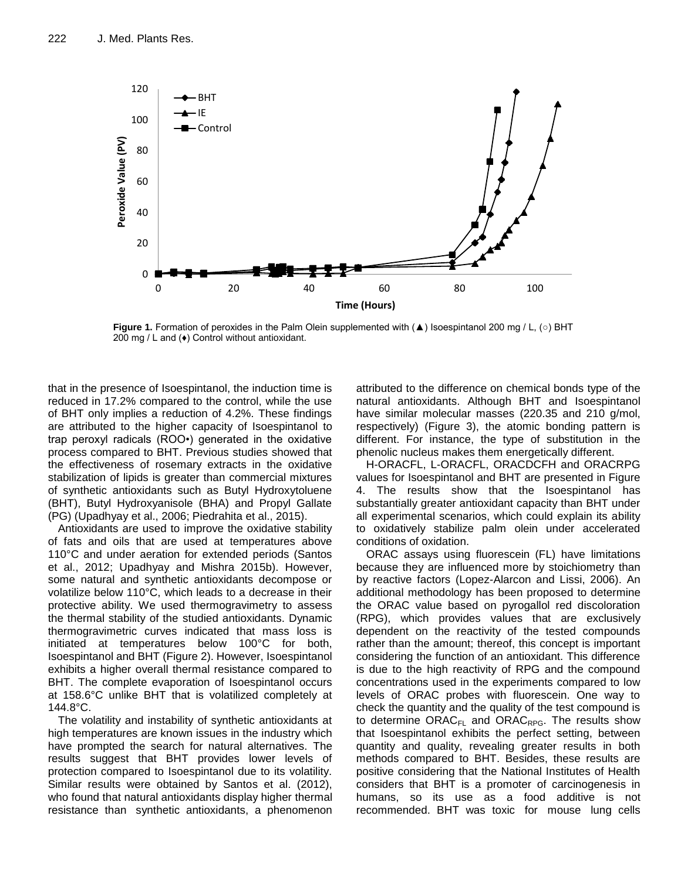Figure 1. Formation of peroxides in the Palm Olein supplemented with (▲) Isoespintanol 200 mg / L, (○) BHT 200 mg / L and (♦) Control without antioxidant.

that in the presence of Isoespintanol, the induction time is reduced in 17.2% compared to the control, while the use of BHT only implies a reduction of 4.2%. These findings are attributed to the higher capacity of Isoespintanol to trap peroxyl radicals (ROO•) generated in the oxidative process compared to BHT. Previous studies showed that the effectiveness of rosemary extracts in the oxidative stabilization of lipids is greater than commercial mixtures of synthetic antioxidants such as Butyl Hydroxytoluene (BHT), Butyl Hydroxyanisole (BHA) and Propyl Gallate (PG) (Upadhyay et al., 2006; Piedrahita et al., 2015).

Antioxidants are used to improve the oxidative stability of fats and oils that are used at temperatures above 110°C and under aeration for extended periods (Santos et al., 2012; Upadhyay and Mishra 2015b). However, some natural and synthetic antioxidants decompose or volatilize below 110°C, which leads to a decrease in their protective ability. We used thermogravimetry to assess the thermal stability of the studied antioxidants. Dynamic thermogravimetric curves indicated that mass loss is initiated at temperatures below 100°C for both, Isoespintanol and BHT (Figure 2). However, Isoespintanol exhibits a higher overall thermal resistance compared to BHT. The complete evaporation of Isoespintanol occurs at 158.6°C unlike BHT that is volatilized completely at 144.8°C.

The volatility and instability of synthetic antioxidants at high temperatures are known issues in the industry which have prompted the search for natural alternatives. The results suggest that BHT provides lower levels of protection compared to Isoespintanol due to its volatility. Similar results were obtained by Santos et al. (2012), who found that natural antioxidants display higher thermal resistance than synthetic antioxidants, a phenomenon attributed to the difference on chemical bonds type of the natural antioxidants. Although BHT and Isoespintanol have similar molecular masses (220.35 and 210 g/mol, respectively) (Figure 3), the atomic bonding pattern is different. For instance, the type of substitution in the phenolic nucleus makes them energetically different.

H-ORACFL, L-ORACFL, ORACDCFH and ORACRPG values for Isoespintanol and BHT are presented in Figure 4. The results show that the Isoespintanol has substantially greater antioxidant capacity than BHT under all experimental scenarios, which could explain its ability to oxidatively stabilize palm olein under accelerated conditions of oxidation.

ORAC assays using fluorescein (FL) have limitations because they are influenced more by stoichiometry than by reactive factors (Lopez-Alarcon and Lissi, 2006). An additional methodology has been proposed to determine the ORAC value based on pyrogallol red discoloration (RPG), which provides values that are exclusively dependent on the reactivity of the tested compounds rather than the amount; thereof, this concept is important considering the function of an antioxidant. This difference is due to the high reactivity of RPG and the compound concentrations used in the experiments compared to low levels of ORAC probes with fluorescein. One way to check the quantity and the quality of the test compound is to determine $ORAC_{FL}$ and $ORAC_{RPG}$. The results show that Isoespintanol exhibits the perfect setting, between quantity and quality, revealing greater results in both methods compared to BHT. Besides, these results are positive considering that the National Institutes of Health considers that BHT is a promoter of carcinogenesis in humans, so its use as a food additive is not recommended. BHT was toxic for mouse lung cells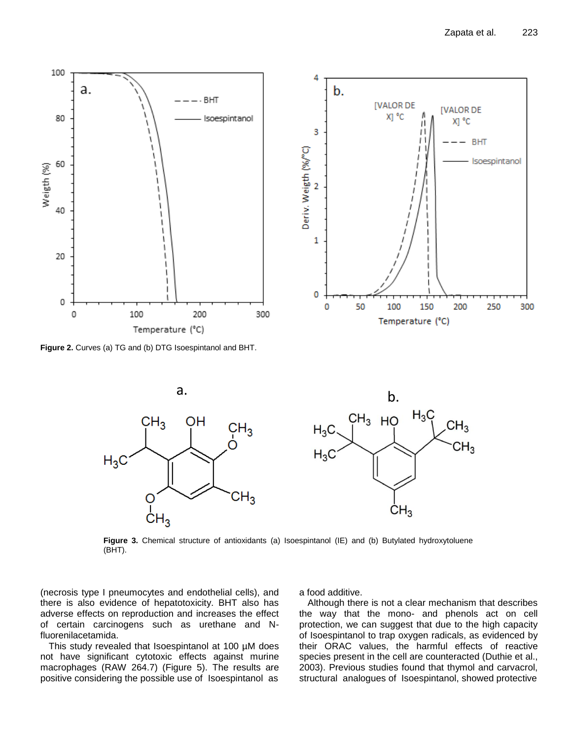Figure 2. Curves (a) TG and (b) DTG Isoespintanol and BHT.

Figure 3. Chemical structure of antioxidants (a) Isoespintanol (IE) and (b) Butylated hydroxytoluene (BHT).

(necrosis type I pneumocytes and endothelial cells), and there is also evidence of hepatotoxicity. BHT also has adverse effects on reproduction and increases the effect of certain carcinogens such as urethane and N-fluorenilacetamida.

This study revealed that Isoespintanol at 100 µM does not have significant cytotoxic effects against murine macrophages (RAW 264.7) (Figure 5). The results are positive considering the possible use of Isoespintanol as a food additive.

Although there is not a clear mechanism that describes the way that the mono- and phenols act on cell protection, we can suggest that due to the high capacity of Isoespintanol to trap oxygen radicals, as evidenced by their ORAC values, the harmful effects of reactive species present in the cell are counteracted (Duthie et al., 2003). Previous studies found that thymol and carvacrol, structural analogues of Isoespintanol, showed protective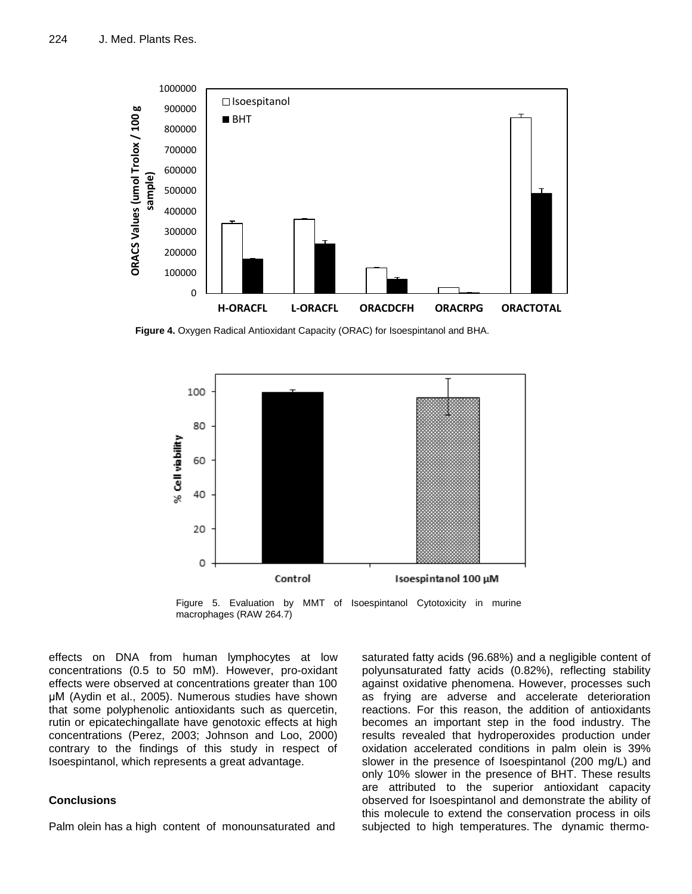**Figure 4.** Oxygen Radical Antioxidant Capacity (ORAC) for Isoespintanol and BHA.

Figure 5. Evaluation by MMT of Isoespintanol Cytotoxicity in murine macrophages (RAW 264.7)

effects on DNA from human lymphocytes at low concentrations (0.5 to 50 mM). However, pro-oxidant effects were observed at concentrations greater than 100 μM (Aydin et al., 2005). Numerous studies have shown that some polyphenolic antioxidants such as quercetin, rutin or epicatechingallate have genotoxic effects at high concentrations (Perez, 2003; Johnson and Loo, 2000) contrary to the findings of this study in respect of Isoespintanol, which represents a great advantage.

## Conclusions

Palm olein has a high content of monounsaturated and saturated fatty acids (96.68%) and a negligible content of polyunsaturated fatty acids (0.82%), reflecting stability against oxidative phenomena. However, processes such as frying are adverse and accelerate deterioration reactions. For this reason, the addition of antioxidants becomes an important step in the food industry. The results revealed that hydroperoxides production under oxidation accelerated conditions in palm olein is 39% slower in the presence of Isoespintanol (200 mg/L) and only 10% slower in the presence of BHT. These results are attributed to the superior antioxidant capacity observed for Isoespintanol and demonstrate the ability of this molecule to extend the conservation process in oils subjected to high temperatures. The dynamic thermo-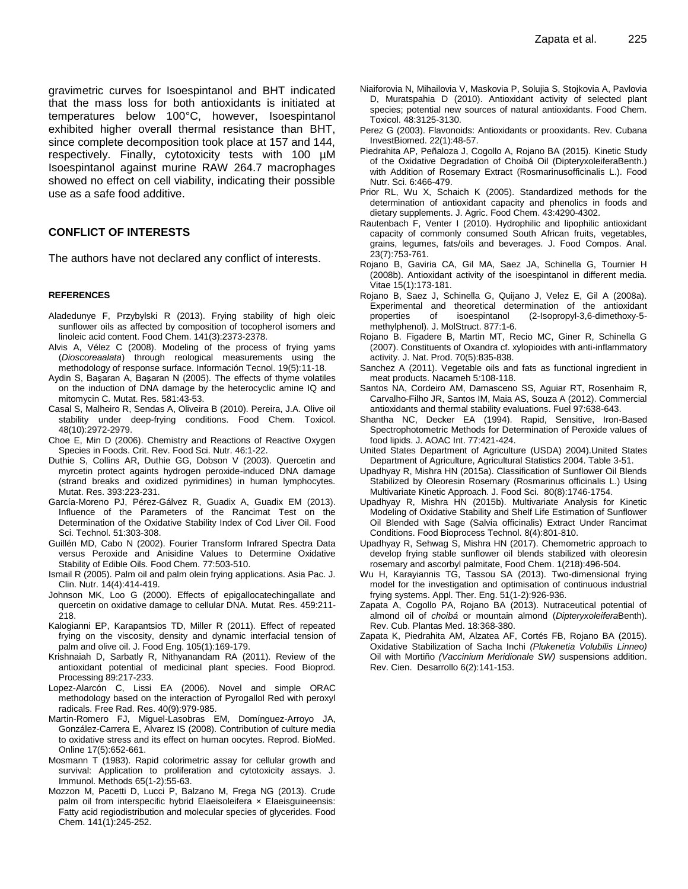gravimetric curves for Isoespintanol and BHT indicated that the mass loss for both antioxidants is initiated at temperatures below 100°C, however, Isoespintanol exhibited higher overall thermal resistance than BHT, since complete decomposition took place at 157 and 144, respectively. Finally, cytotoxicity tests with 100 µM Isoespintanol against murine RAW 264.7 macrophages showed no effect on cell viability, indicating their possible use as a safe food additive.

## CONFLICT OF INTERESTS

The authors have not declared any conflict of interests.

### REFERENCES

Aladedunye F, Przybylski R (2013). Frying stability of high oleic sunflower oils as affected by composition of tocopherol isomers and linoleic acid content. Food Chem. 141(3):2373-2378.

Alvis A, Vélez C (2008). Modeling of the process of frying yams (*Dioscoreaalata*) through reological measurements using the methodology of response surface. Información Tecnol. 19(5):11-18.

Aydin S, Başaran A, Başaran N (2005). The effects of thyme volatiles on the induction of DNA damage by the heterocyclic amine IQ and mitomycin C. Mutat. Res. 581:43-53.

Casal S, Malheiro R, Sendas A, Oliveira B (2010). Pereira, J.A. Olive oil stability under deep-frying conditions. Food Chem. Toxicol. 48(10):2972-2979.

Choe E, Min D (2006). Chemistry and Reactions of Reactive Oxygen Species in Foods. Crit. Rev. Food Sci. Nutr. 46:1-22.

Duthie S, Collins AR, Duthie GG, Dobson V (2003). Quercetin and myrcetin protect againts hydrogen peroxide-induced DNA damage (strand breaks and oxidized pyrimidines) in human lymphocytes. Mutat. Res. 393:223-231.

García-Moreno PJ, Pérez-Gálvez R, Guadix A, Guadix EM (2013). Influence of the Parameters of the Rancimat Test on the Determination of the Oxidative Stability Index of Cod Liver Oil. Food Sci. Technol. 51:303-308.

Guillén MD, Cabo N (2002). Fourier Transform Infrared Spectra Data versus Peroxide and Anisidine Values to Determine Oxidative Stability of Edible Oils. Food Chem. 77:503-510.

Ismail R (2005). Palm oil and palm olein frying applications. Asia Pac. J. Clin. Nutr. 14(4):414-419.

Johnson MK, Loo G (2000). Effects of epigallocatechingallate and quercetin on oxidative damage to cellular DNA. Mutat. Res. 459:211-218.

Kalogianni EP, Karapantsios TD, Miller R (2011). Effect of repeated frying on the viscosity, density and dynamic interfacial tension of palm and olive oil. J. Food Eng. 105(1):169-179.

Krishnaiah D, Sarbatly R, Nithyanandam RA (2011). Review of the antioxidant potential of medicinal plant species. Food Bioprod. Processing 89:217-233.

Lopez-Alarcón C, Lissi EA (2006). Novel and simple ORAC methodology based on the interaction of Pyrogallol Red with peroxyl radicals. Free Rad. Res. 40(9):979-985.

Martin-Romero FJ, Miguel-Lasobras EM, Domínguez-Arroyo JA, González-Carrera E, Alvarez IS (2008). Contribution of culture media to oxidative stress and its effect on human oocytes. Reprod. BioMed. Online 17(5):652-661.

Mosmann T (1983). Rapid colorimetric assay for cellular growth and survival: Application to proliferation and cytotoxicity assays. J. Immunol. Methods 65(1-2):55-63.

Mozzon M, Pacetti D, Lucci P, Balzano M, Frega NG (2013). Crude palm oil from interspecific hybrid Elaeisoleifera × Elaeisguineensis: Fatty acid regiodistribution and molecular species of glycerides. Food Chem. 141(1):245-252.

Niaiforovia N, Mihailovia V, Maskovia P, Solujia S, Stojkovia A, Pavlovia D, Muratspahia D (2010). Antioxidant activity of selected plant species; potential new sources of natural antioxidants. Food Chem. Toxicol. 48:3125-3130.

Perez G (2003). Flavonoids: Antioxidants or prooxidants. Rev. Cubana InvestBiomed. 22(1):48-57.

Piedrahita AP, Peñaloza J, Cogollo A, Rojano BA (2015). Kinetic Study of the Oxidative Degradation of Choibá Oil (DipteryxoleiferaBenth.) with Addition of Rosemary Extract (Rosmarinusofficinalis L.). Food Nutr. Sci. 6:466-479.

Prior RL, Wu X, Schaich K (2005). Standardized methods for the determination of antioxidant capacity and phenolics in foods and dietary supplements. J. Agric. Food Chem. 43:4290-4302.

Rautenbach F, Venter I (2010). Hydrophilic and lipophilic antioxidant capacity of commonly consumed South African fruits, vegetables, grains, legumes, fats/oils and beverages. J. Food Compos. Anal. 23(7):753-761.

Rojano B, Gaviria CA, Gil MA, Saez JA, Schinella G, Tournier H (2008b). Antioxidant activity of the isoespintanol in different media. Vitae 15(1):173-181.

Rojano B, Saez J, Schinella G, Quijano J, Velez E, Gil A (2008a). Experimental and theoretical determination of the antioxidant properties of isoespintanol (2-Isopropyl-3,6-dimethoxy-5-methylphenol). J. MolStruct. 877:1-6.

Rojano B. Figadere B, Martin MT, Recio MC, Giner R, Schinella G (2007). Constituents of Oxandra cf. xylopioides with anti-inflammatory activity. J. Nat. Prod. 70(5):835-838.

Sanchez A (2011). Vegetable oils and fats as functional ingredient in meat products. Nacameh 5:108-118.

Santos NA, Cordeiro AM, Damasceno SS, Aguiar RT, Rosenhaim R, Carvalho-Filho JR, Santos IM, Maia AS, Souza A (2012). Commercial antioxidants and thermal stability evaluations. Fuel 97:638-643.

Shantha NC, Decker EA (1994). Rapid, Sensitive, Iron-Based Spectrophotometric Methods for Determination of Peroxide values of food lipids. J. AOAC Int. 77:421-424.

United States Department of Agriculture (USDA) 2004).United States Department of Agriculture, Agricultural Statistics 2004. Table 3-51.

Upadhyay R, Mishra HN (2015a). Classification of Sunflower Oil Blends Stabilized by Oleoresin Rosemary (Rosmarinus officinalis L.) Using Multivariate Kinetic Approach. J. Food Sci. 80(8):1746-1754.

Upadhyay R, Mishra HN (2015b). Multivariate Analysis for Kinetic Modeling of Oxidative Stability and Shelf Life Estimation of Sunflower Oil Blended with Sage (Salvia officinalis) Extract Under Rancimat Conditions. Food Bioprocess Technol. 8(4):801-810.

Upadhyay R, Sehwag S, Mishra HN (2017). Chemometric approach to develop frying stable sunflower oil blends stabilized with oleoresin rosemary and ascorbyl palmitate, Food Chem. 1(218):496-504.

Wu H, Karayiannis TG, Tassou SA (2013). Two-dimensional frying model for the investigation and optimisation of continuous industrial frying systems. Appl. Ther. Eng. 51(1-2):926-936.

Zapata A, Cogollo PA, Rojano BA (2013). Nutraceutical potential of almond oil of *choibá* or mountain almond (*Dipteryxoleifera*Benth). Rev. Cub. Plantas Med. 18:368-380.

Zapata K, Piedrahita AM, Alzatea AF, Cortés FB, Rojano BA (2015). Oxidative Stabilization of Sacha Inchi *(Plukenetia Volubilis Linneo)* Oil with Mortiño *(Vaccinium Meridionale SW)* suspensions addition. Rev. Cien. Desarrollo 6(2):141-153.